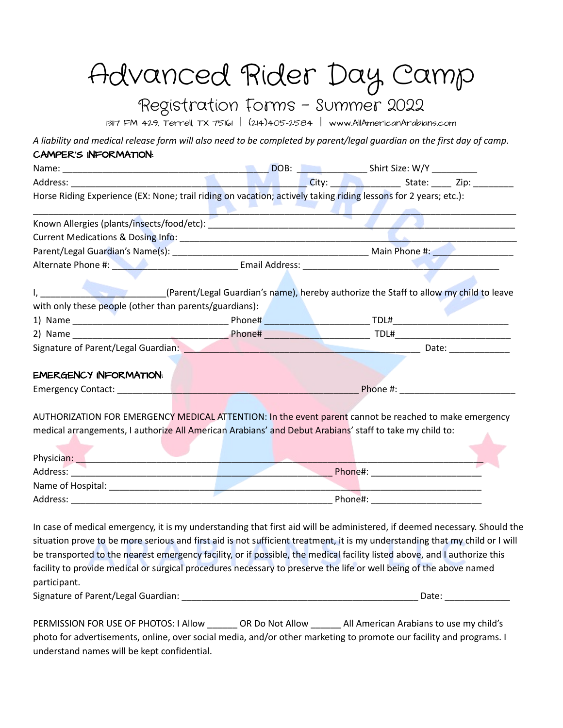# Advanced Rider Day Camp

## Registration Forms – Summer 2022

1317 FM 429, Terrell, TX 75161 | (214)405-2584 | www.AllAmericanArabians.com

*A liability and medical release form will also need to be completed by parent/legal guardian on the first day of camp.*

### CAMPER'S INFORMATION:

Name: ________________________________________ DOB: _____________ Shirt Size: W/Y _________

Address: _____________________________________________ City: _____________ State: ____ Zip: ________

Horse Riding Experience (EX: None; trail riding on vacation; actively taking riding lessons for 2 years; etc.):

______________________________________________________________________________________________

Known Allergies (plants/insects/food/etc): ____________________________________________________________

Current Medications & Dosing Info: _________________________________________________________________

Parent/Legal Guardian's Name(s): ______________________________________ Main Phone #: ________________

Alternate Phone #: _________________________ Email Address: ______________________________________

I, _________________________(Parent/Legal Guardian's name), hereby authorize the Staff to allow my child to leave with only these people (other than parents/guardians):

1) Name ______________________________ Phone# ____________________ TDL#______________________

2) Name ______________________________ Phone# ____________________ TDL#______________________

Signature of Parent/Legal Guardian: _____________________________________________ Date: ____________

### EMERGENCY INFORMATION:

Emergency Contact: _____________________________________________ Phone #: ______________________

AUTHORIZATION FOR EMERGENCY MEDICAL ATTENTION: In the event parent cannot be reached to make emergency medical arrangements, I authorize All American Arabians' and Debut Arabians' staff to take my child to:

Physician: ________________________________________________________________________________

Address: __________________________________________________ Phone#: _____________________

Name of Hospital: ___________________________________________________________________________

Address: __________________________________________________ Phone#: _____________________

In case of medical emergency, it is my understanding that first aid will be administered, if deemed necessary. Should the situation prove to be more serious and first aid is not sufficient treatment, it is my understanding that my child or I will be transported to the nearest emergency facility, or if possible, the medical facility listed above, and I authorize this facility to provide medical or surgical procedures necessary to preserve the life or well being of the above named participant.

Signature of Parent/Legal Guardian: _____________________________________________ Date: _____________

PERMISSION FOR USE OF PHOTOS: I Allow ______ OR Do Not Allow ______ All American Arabians to use my child's photo for advertisements, online, over social media, and/or other marketing to promote our facility and programs. I understand names will be kept confidential.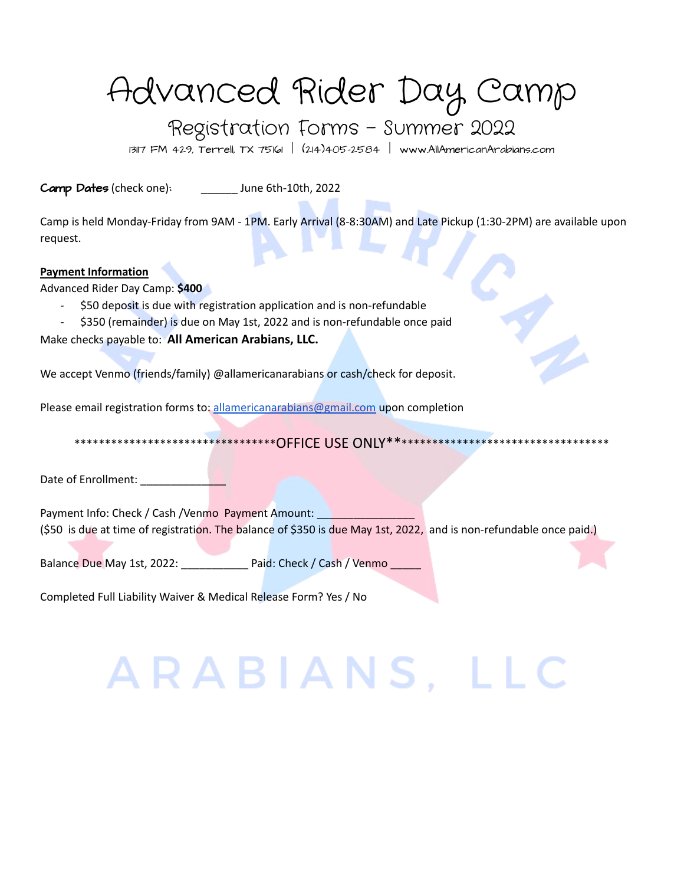# Advanced Rider Day Camp

## Registration Forms - Summer 2022

1317 FM 429, Terrell, TX 75161 | (214)405-2584 | www.AllAmericanArabians.com

**Camp Dates** (check one): ______ June 6th-10th, 2022

Camp is held Monday-Friday from 9AM - 1PM. Early Arrival (8-8:30AM) and Late Pickup (1:30-2PM) are available upon request.

**Payment Information**

Advanced Rider Day Camp: **$400**

- $50 deposit is due with registration application and is non-refundable
- $350 (remainder) is due on May 1st, 2022 and is non-refundable once paid

Make checks payable to: **All American Arabians, LLC.**

We accept Venmo (friends/family) @allamericanarabians or cash/check for deposit.

Please email registration forms to: allamericanarabians@gmail.com upon completion

*********************************OFFICE USE ONLY***********************************

Date of Enrollment: ______________

Payment Info: Check / Cash /Venmo Payment Amount: _______________
($50 is due at time of registration. The balance of $350 is due May 1st, 2022, and is non-refundable once paid.)

Balance Due May 1st, 2022: ___________ Paid: Check / Cash / Venmo _____

Completed Full Liability Waiver & Medical Release Form? Yes / No